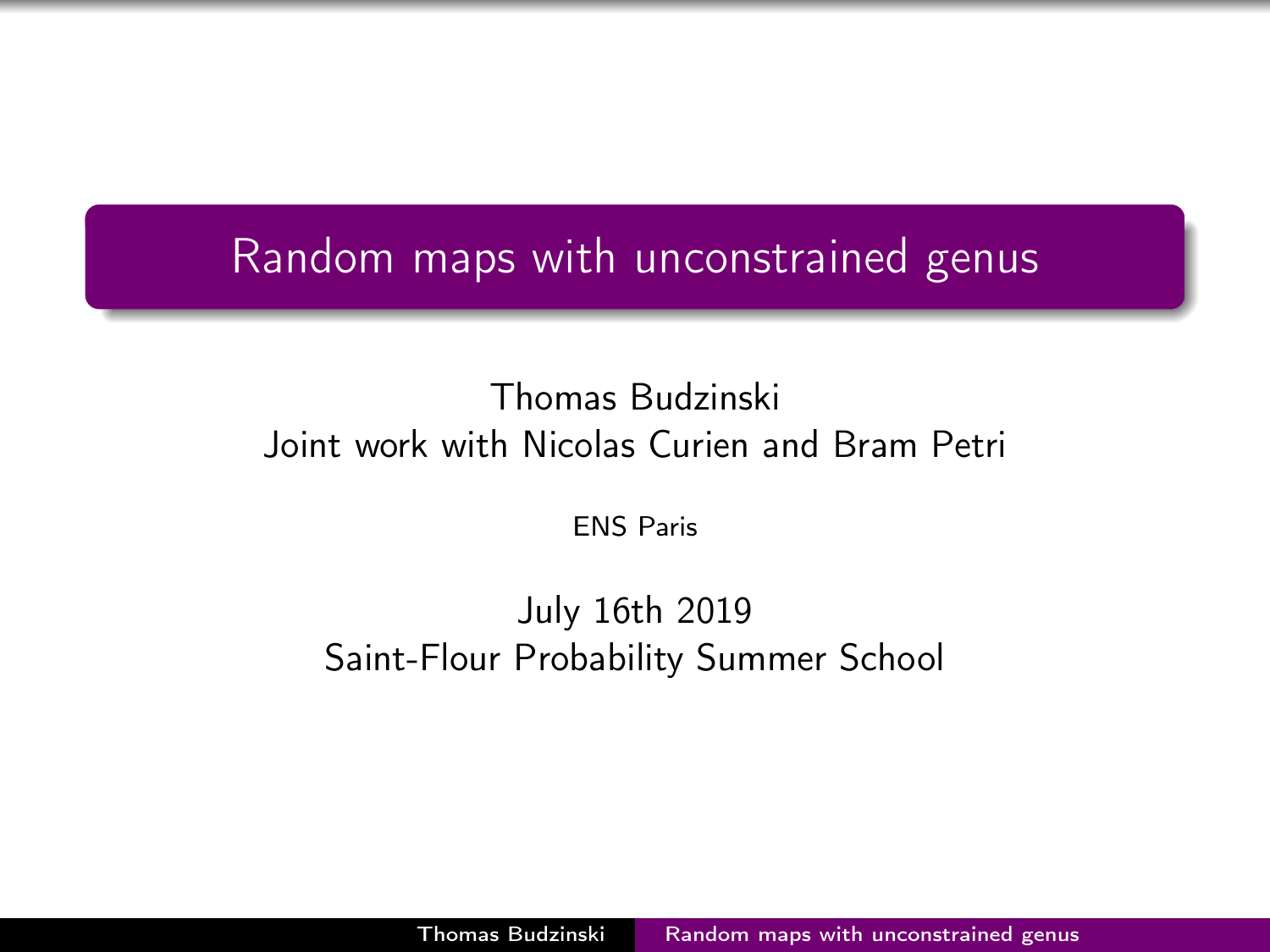# Random maps with unconstrained genus

Thomas Budzinski
Joint work with Nicolas Curien and Bram Petri

ENS Paris

July 16th 2019
Saint-Flour Probability Summer School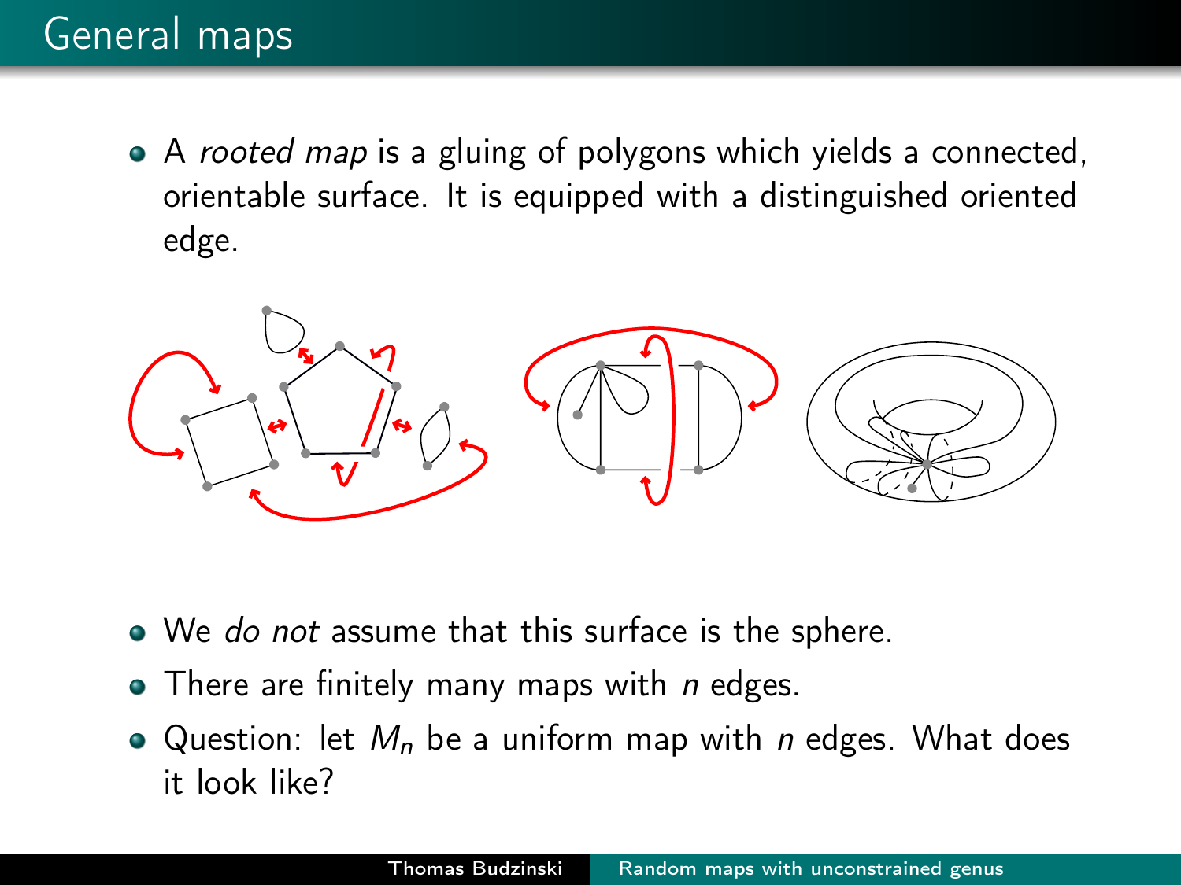# General maps

- A *rooted map* is a gluing of polygons which yields a connected, orientable surface. It is equipped with a distinguished oriented edge.

- We *do not* assume that this surface is the sphere.
- There are finitely many maps with $n$ edges.
- Question: let $M_n$ be a uniform map with $n$ edges. What does it look like?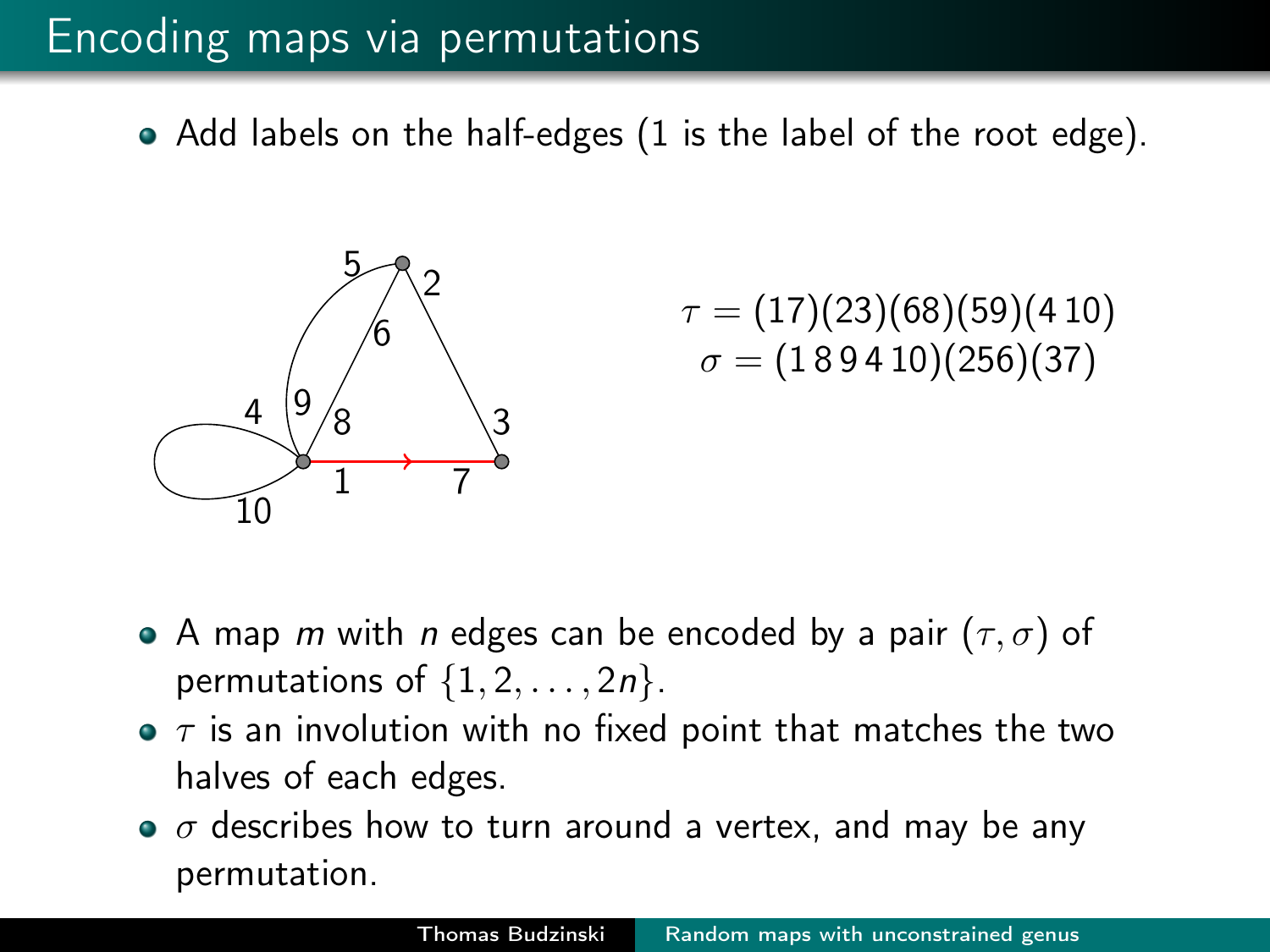# Encoding maps via permutations

- Add labels on the half-edges (1 is the label of the root edge).

$$\tau = (17)(23)(68)(59)(4\,10)$$
$$\sigma = (1\,8\,9\,4\,10)(256)(37)$$

- A map $m$ with $n$ edges can be encoded by a pair $(\tau, \sigma)$ of permutations of $\{1, 2, \ldots, 2n\}$.
- $\tau$ is an involution with no fixed point that matches the two halves of each edges.
- $\sigma$ describes how to turn around a vertex, and may be any permutation.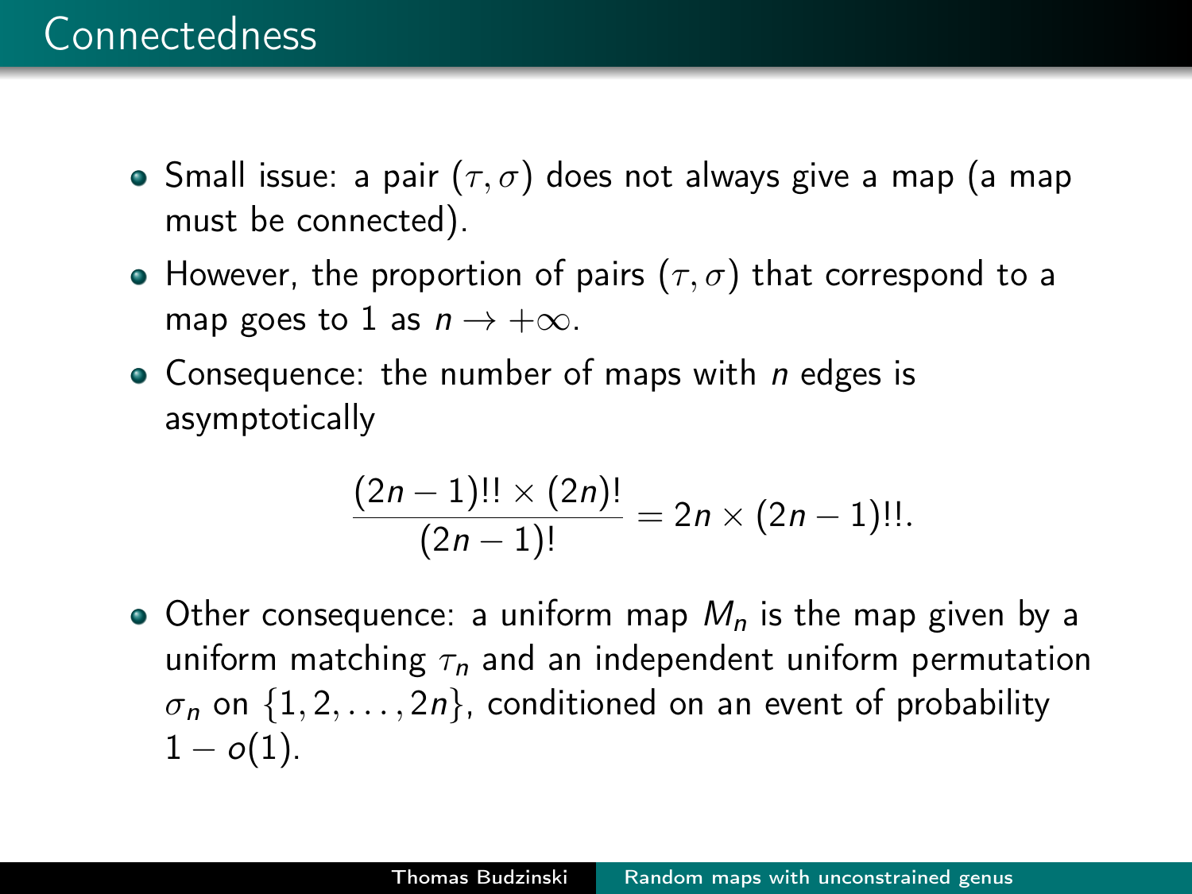# Connectedness

- Small issue: a pair $(\tau, \sigma)$ does not always give a map (a map must be connected).
- However, the proportion of pairs $(\tau, \sigma)$ that correspond to a map goes to 1 as $n \to +\infty$.
- Consequence: the number of maps with $n$ edges is asymptotically

$$\frac{(2n-1)!! \times (2n)!}{(2n-1)!} = 2n \times (2n-1)!!.$$

- Other consequence: a uniform map $M_n$ is the map given by a uniform matching $\tau_n$ and an independent uniform permutation $\sigma_n$ on $\{1, 2, \ldots, 2n\}$, conditioned on an event of probability $1 - o(1)$.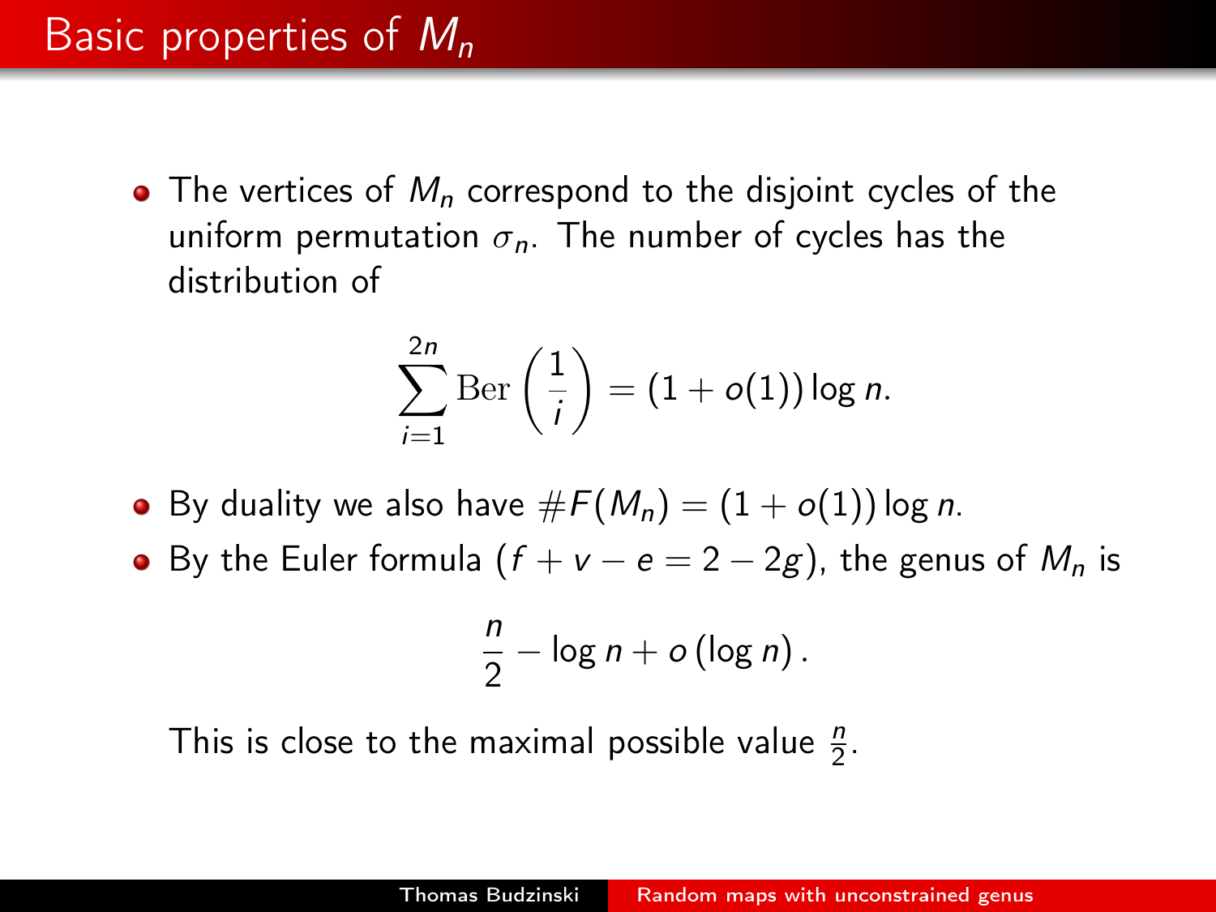# Basic properties of $M_n$

- The vertices of $M_n$ correspond to the disjoint cycles of the uniform permutation $\sigma_n$. The number of cycles has the distribution of

$$\sum_{i=1}^{2n} \mathrm{Ber}\left(\frac{1}{i}\right) = (1 + o(1)) \log n.$$

- By duality we also have $\#F(M_n) = (1 + o(1)) \log n$.
- By the Euler formula ($f + v - e = 2 - 2g$), the genus of $M_n$ is

$$\frac{n}{2} - \log n + o\left(\log n\right).$$

  This is close to the maximal possible value $\frac{n}{2}$.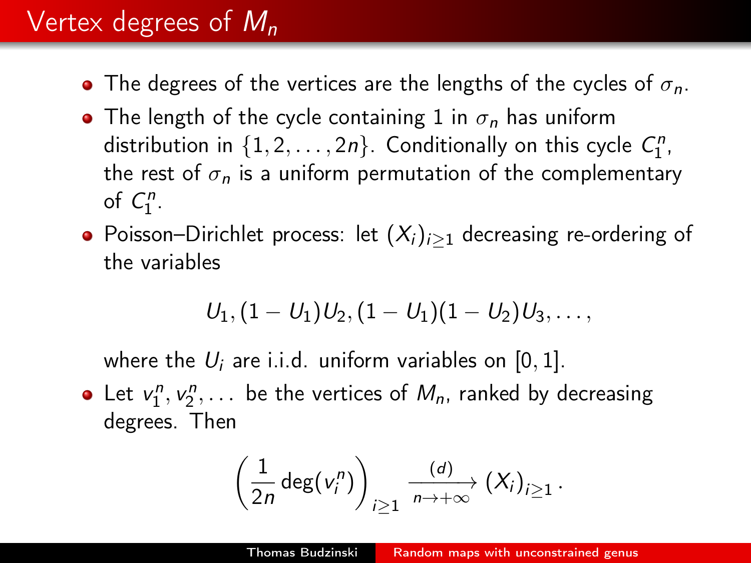# Vertex degrees of $M_n$

- The degrees of the vertices are the lengths of the cycles of $\sigma_n$.
- The length of the cycle containing 1 in $\sigma_n$ has uniform distribution in $\{1, 2, \dots, 2n\}$. Conditionally on this cycle $C_1^n$, the rest of $\sigma_n$ is a uniform permutation of the complementary of $C_1^n$.
- Poisson–Dirichlet process: let $(X_i)_{i \geq 1}$ decreasing re-ordering of the variables

  $$U_1, (1 - U_1)U_2, (1 - U_1)(1 - U_2)U_3, \dots,$$

  where the $U_i$ are i.i.d. uniform variables on $[0, 1]$.
- Let $v_1^n, v_2^n, \dots$ be the vertices of $M_n$, ranked by decreasing degrees. Then

  $$\left(\frac{1}{2n} \deg(v_i^n)\right)_{i \geq 1} \xrightarrow[n \to +\infty]{(d)} (X_i)_{i \geq 1}.$$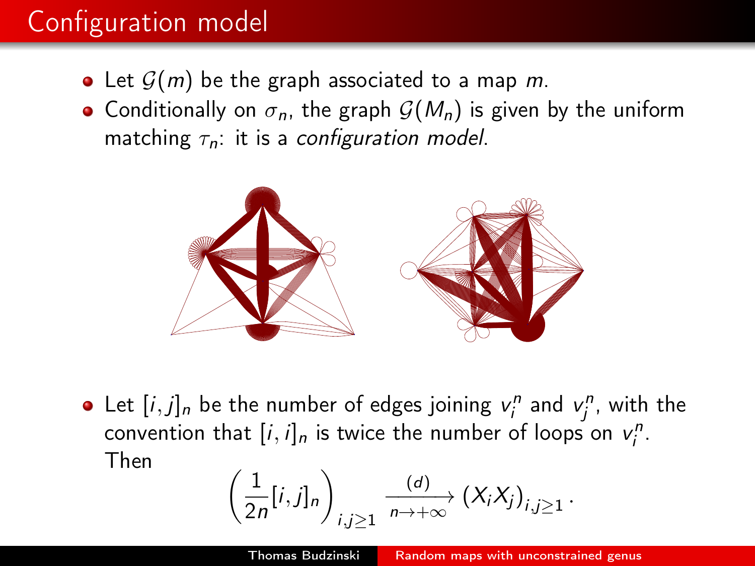# Configuration model

- Let $\mathcal{G}(m)$ be the graph associated to a map $m$.
- Conditionally on $\sigma_n$, the graph $\mathcal{G}(M_n)$ is given by the uniform matching $\tau_n$: it is a *configuration model*.

- Let $[i,j]_n$ be the number of edges joining $v_i^n$ and $v_j^n$, with the convention that $[i,i]_n$ is twice the number of loops on $v_i^n$. Then

$$\left(\frac{1}{2n}[i,j]_n\right)_{i,j\geq 1} \xrightarrow[n\to+\infty]{(d)} \left(X_i X_j\right)_{i,j\geq 1}.$$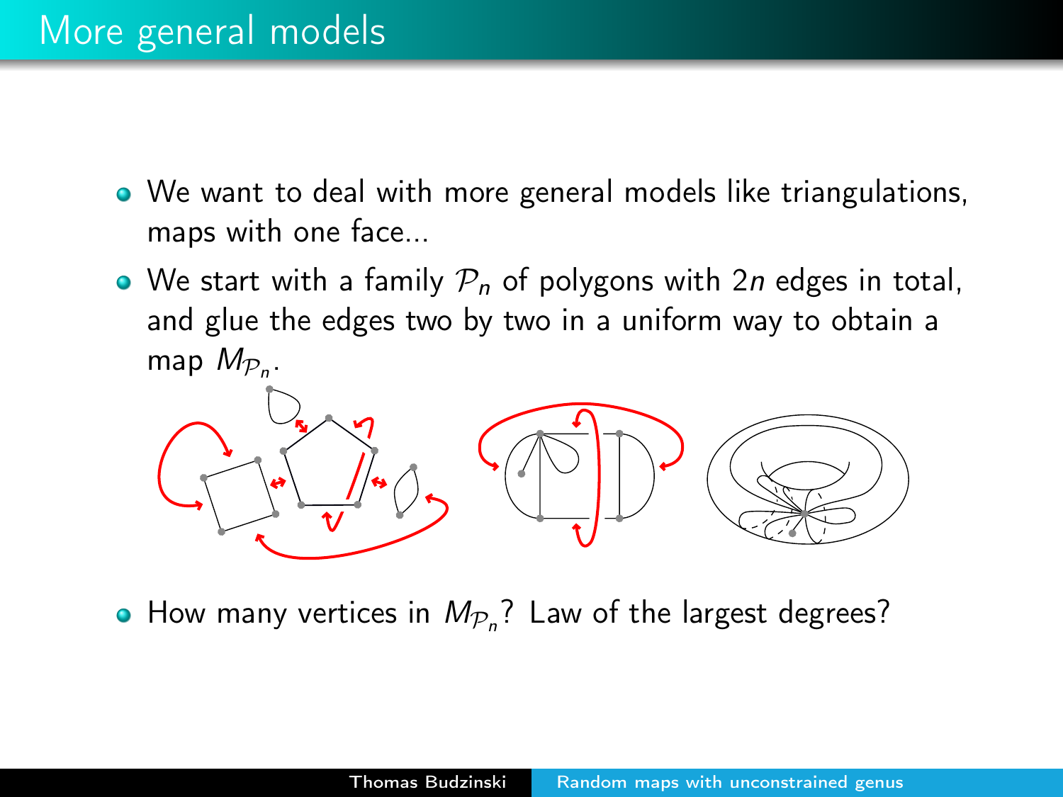# More general models

- We want to deal with more general models like triangulations, maps with one face...
- We start with a family $\mathcal{P}_n$ of polygons with $2n$ edges in total, and glue the edges two by two in a uniform way to obtain a map $M_{\mathcal{P}_n}$.
- How many vertices in $M_{\mathcal{P}_n}$? Law of the largest degrees?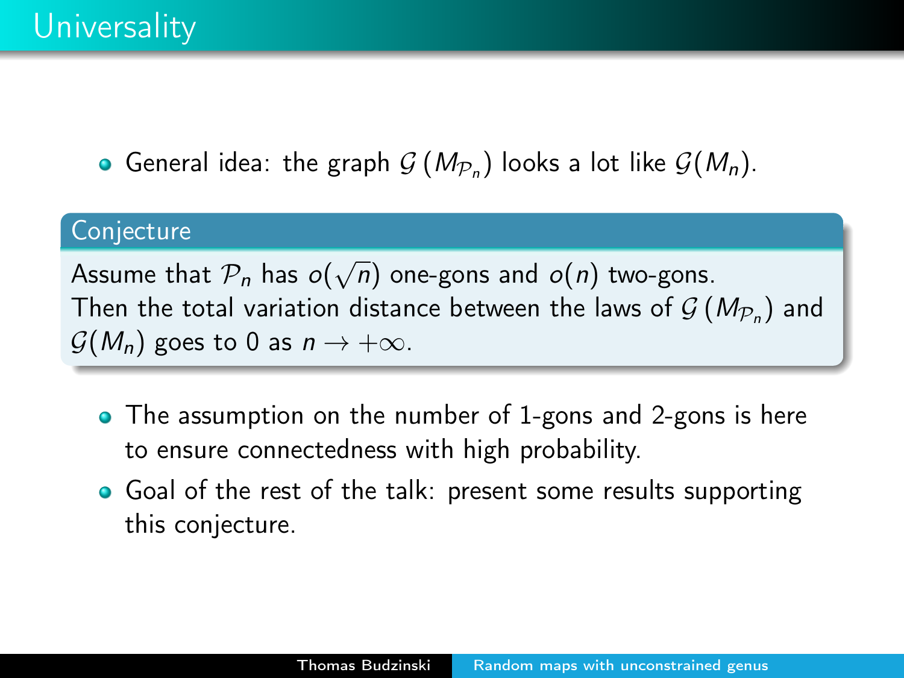# Universality

- General idea: the graph $\mathcal{G}\left(M_{\mathcal{P}_n}\right)$ looks a lot like $\mathcal{G}(M_n)$.

**Conjecture**

Assume that $\mathcal{P}_n$ has $o(\sqrt{n})$ one-gons and $o(n)$ two-gons. Then the total variation distance between the laws of $\mathcal{G}\left(M_{\mathcal{P}_n}\right)$ and $\mathcal{G}(M_n)$ goes to 0 as $n \to +\infty$.

- The assumption on the number of 1-gons and 2-gons is here to ensure connectedness with high probability.
- Goal of the rest of the talk: present some results supporting this conjecture.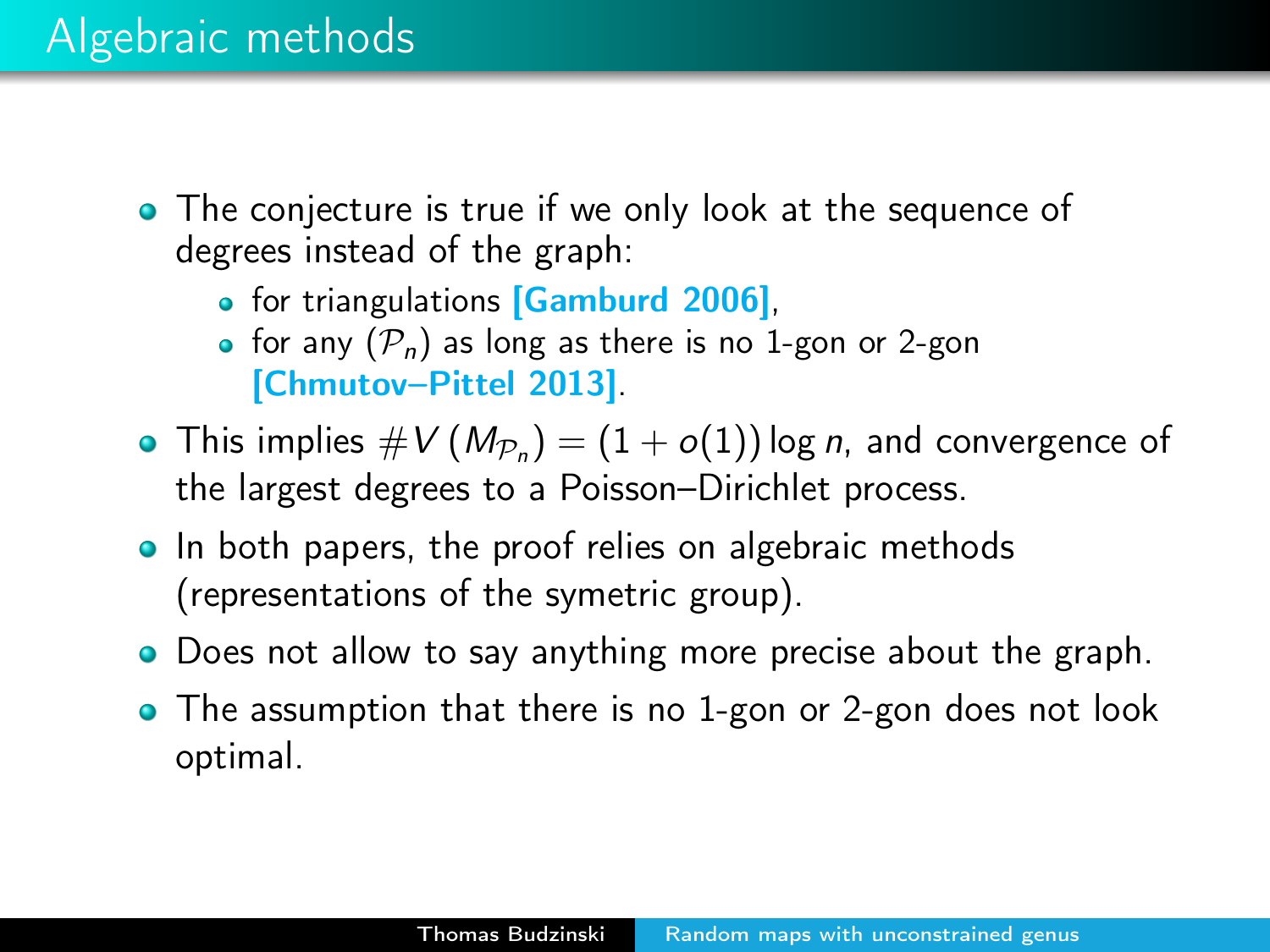# Algebraic methods

- The conjecture is true if we only look at the sequence of degrees instead of the graph:
  - for triangulations **[Gamburd 2006]**,
  - for any $(\mathcal{P}_n)$ as long as there is no 1-gon or 2-gon **[Chmutov–Pittel 2013]**.
- This implies $\#V\left(M_{\mathcal{P}_n}\right) = (1+o(1))\log n$, and convergence of the largest degrees to a Poisson–Dirichlet process.
- In both papers, the proof relies on algebraic methods (representations of the symetric group).
- Does not allow to say anything more precise about the graph.
- The assumption that there is no 1-gon or 2-gon does not look optimal.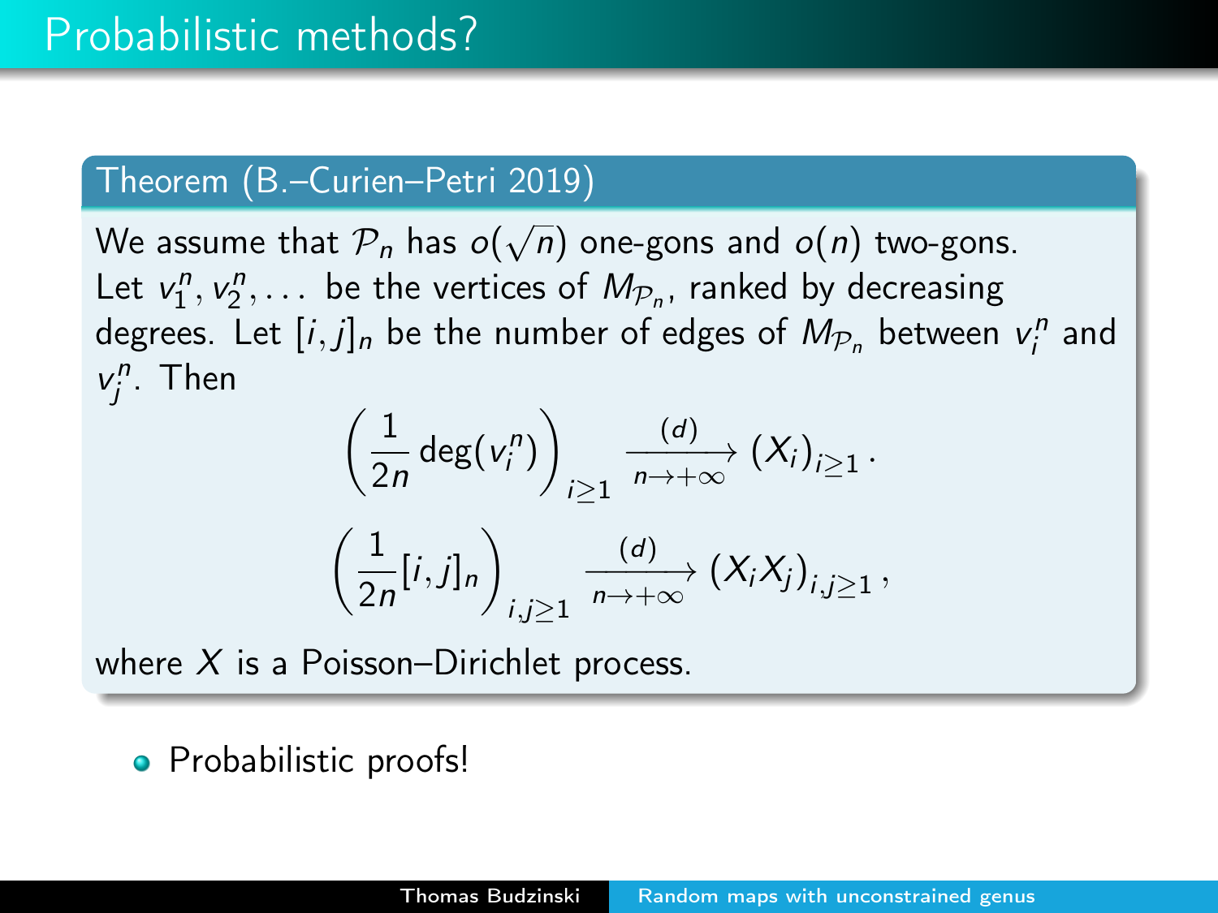# Probabilistic methods?

**Theorem (B.–Curien–Petri 2019)**

We assume that $\mathcal{P}_n$ has $o(\sqrt{n})$ one-gons and $o(n)$ two-gons. Let $v_1^n, v_2^n, \dots$ be the vertices of $M_{\mathcal{P}_n}$, ranked by decreasing degrees. Let $[i,j]_n$ be the number of edges of $M_{\mathcal{P}_n}$ between $v_i^n$ and $v_j^n$. Then

$$\left( \frac{1}{2n} \deg(v_i^n) \right)_{i \geq 1} \xrightarrow[n \to +\infty]{(d)} (X_i)_{i \geq 1}.$$

$$\left( \frac{1}{2n} [i,j]_n \right)_{i,j \geq 1} \xrightarrow[n \to +\infty]{(d)} (X_i X_j)_{i,j \geq 1},$$

where $X$ is a Poisson–Dirichlet process.

- Probabilistic proofs!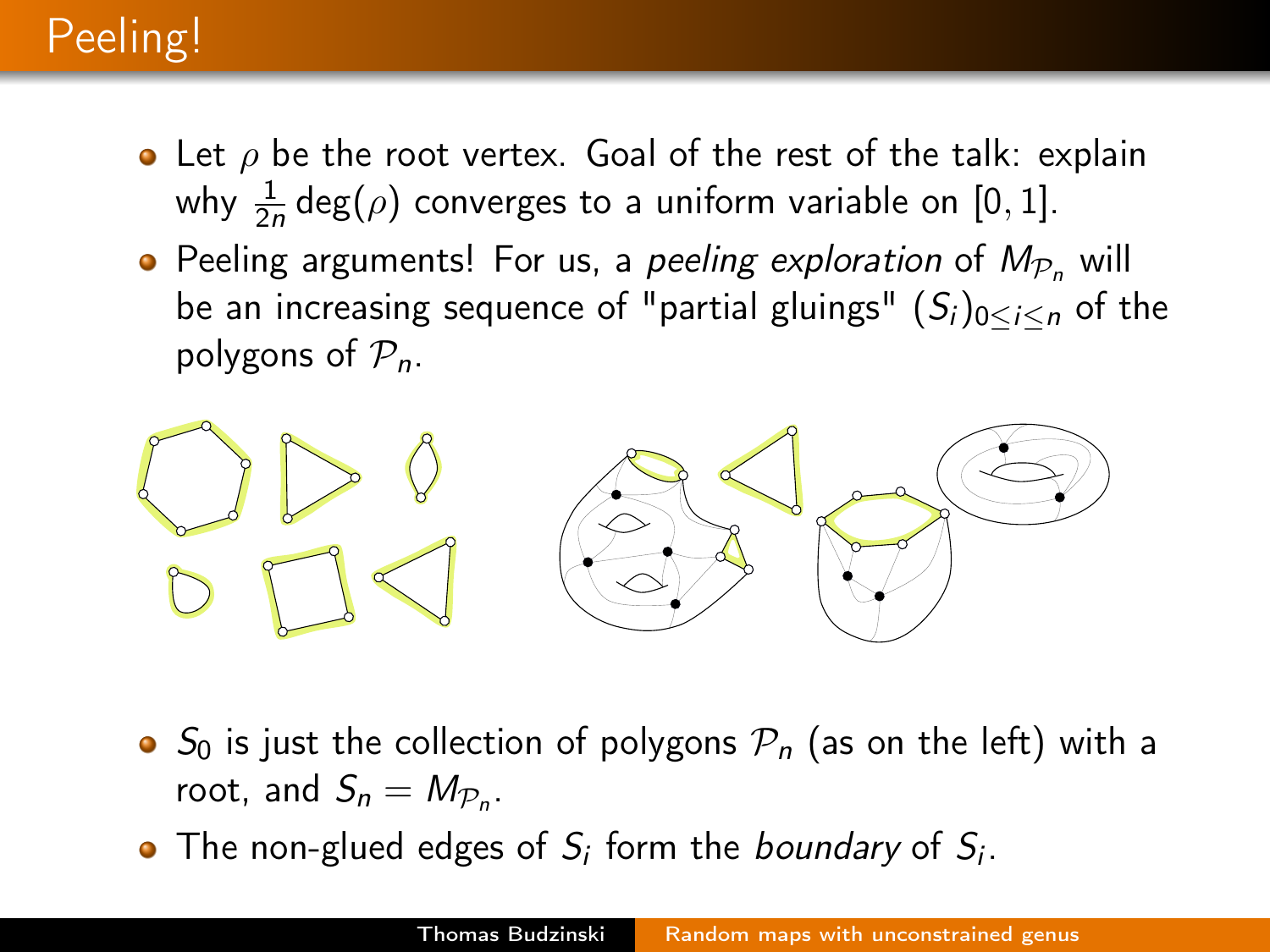# Peeling!

- Let $\rho$ be the root vertex. Goal of the rest of the talk: explain why $\frac{1}{2n}\deg(\rho)$ converges to a uniform variable on $[0, 1]$.
- Peeling arguments! For us, a *peeling exploration* of $M_{\mathcal{P}_n}$ will be an increasing sequence of "partial gluings" $(S_i)_{0 \leq i \leq n}$ of the polygons of $\mathcal{P}_n$.

- $S_0$ is just the collection of polygons $\mathcal{P}_n$ (as on the left) with a root, and $S_n = M_{\mathcal{P}_n}$.
- The non-glued edges of $S_i$ form the *boundary* of $S_i$.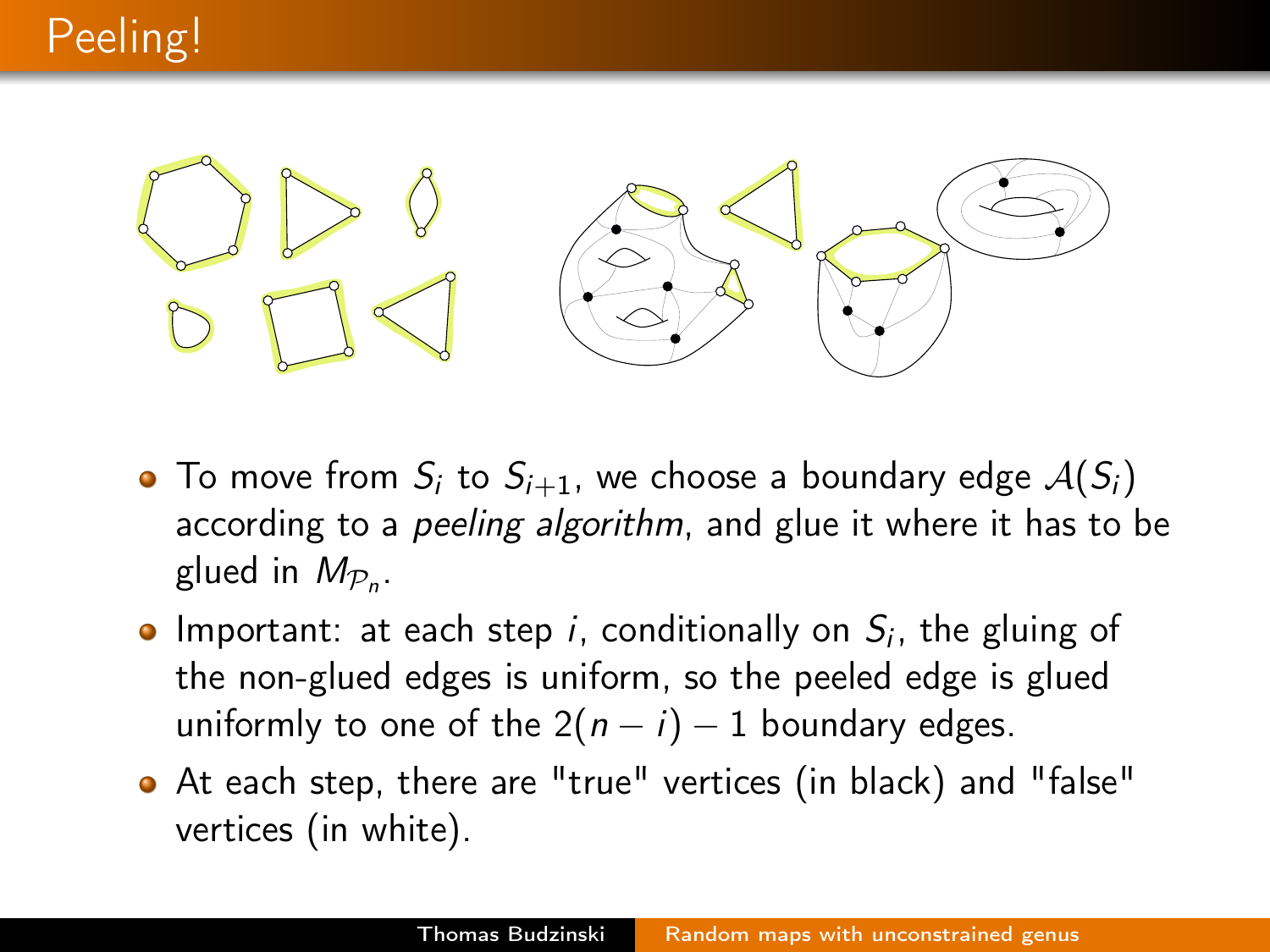# Peeling!

- To move from $S_i$ to $S_{i+1}$, we choose a boundary edge $\mathcal{A}(S_i)$ according to a *peeling algorithm*, and glue it where it has to be glued in $M_{\mathcal{P}_n}$.
- Important: at each step $i$, conditionally on $S_i$, the gluing of the non-glued edges is uniform, so the peeled edge is glued uniformly to one of the $2(n-i)-1$ boundary edges.
- At each step, there are "true" vertices (in black) and "false" vertices (in white).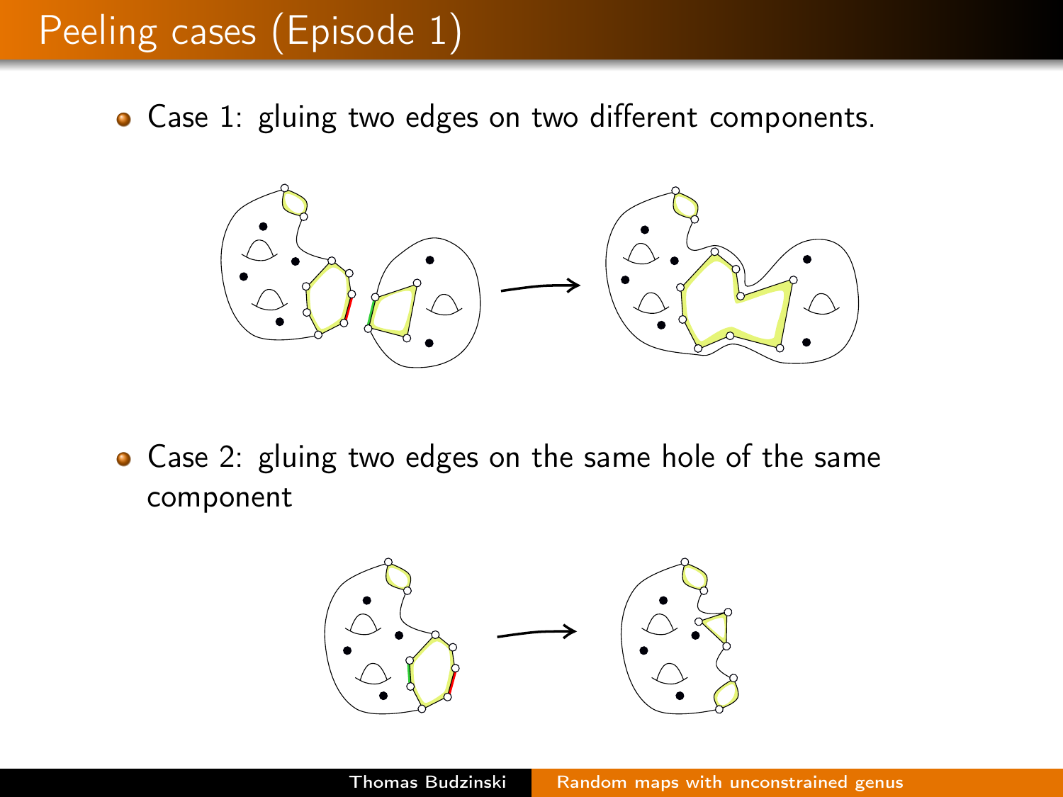# Peeling cases (Episode 1)

- Case 1: gluing two edges on two different components.

- Case 2: gluing two edges on the same hole of the same component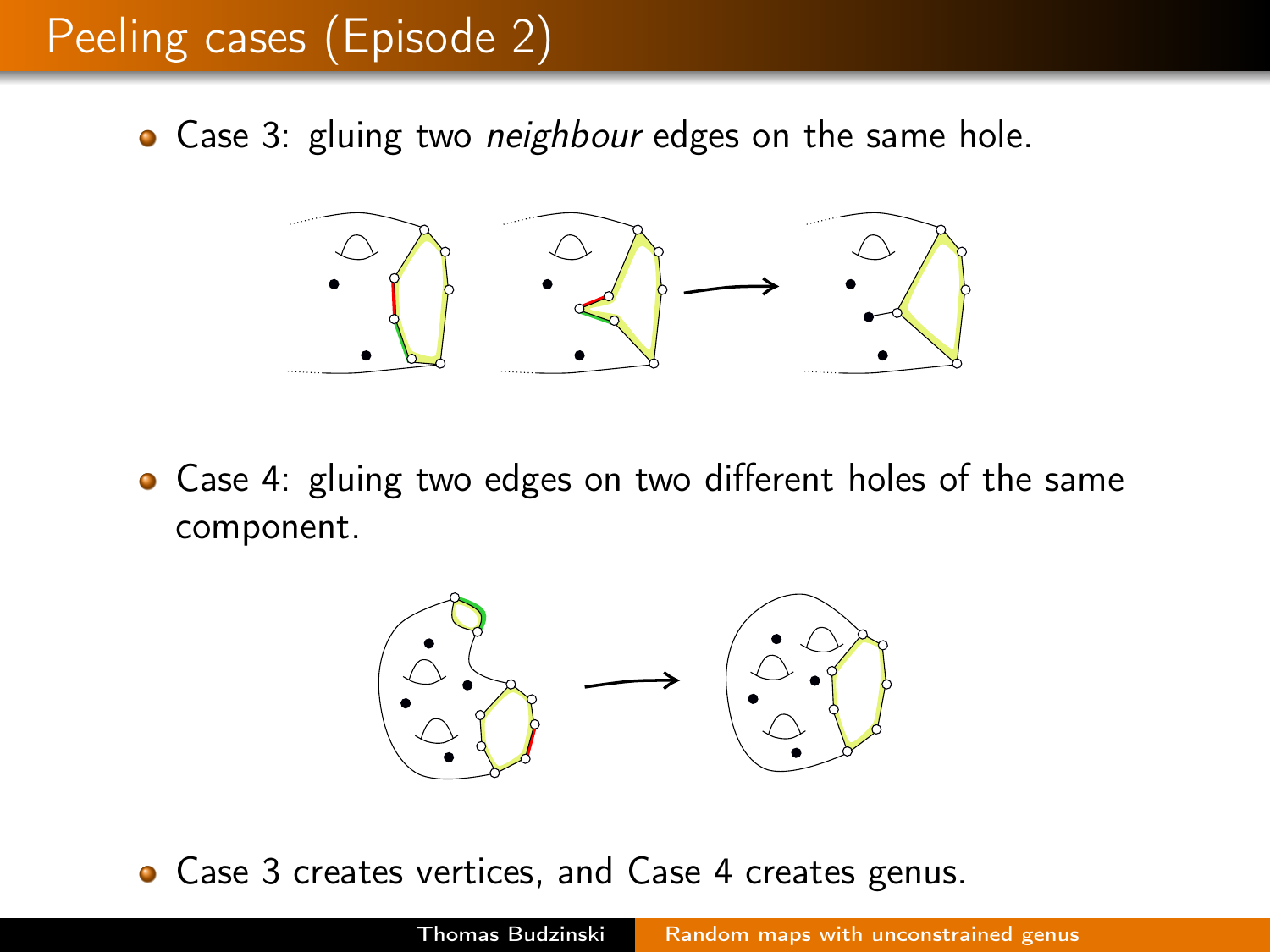# Peeling cases (Episode 2)

- Case 3: gluing two *neighbour* edges on the same hole.

- Case 4: gluing two edges on two different holes of the same component.

- Case 3 creates vertices, and Case 4 creates genus.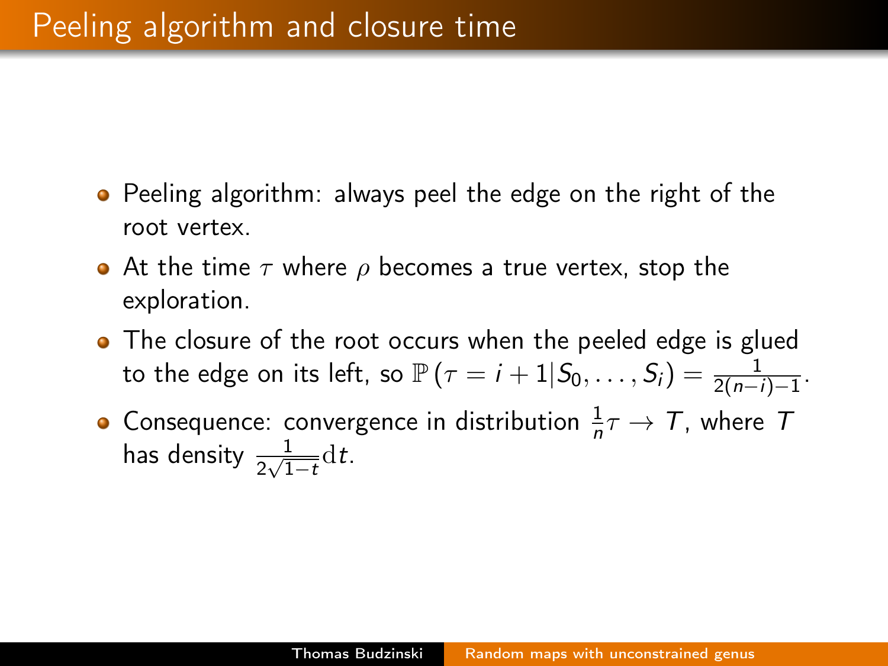# Peeling algorithm and closure time

- Peeling algorithm: always peel the edge on the right of the root vertex.
- At the time $\tau$ where $\rho$ becomes a true vertex, stop the exploration.
- The closure of the root occurs when the peeled edge is glued to the edge on its left, so $\mathbb{P}\left(\tau = i+1 | S_0, \dots, S_i\right) = \frac{1}{2(n-i)-1}$.
- Consequence: convergence in distribution $\frac{1}{n}\tau \to T$, where $T$ has density $\frac{1}{2\sqrt{1-t}}\mathrm{d}t$.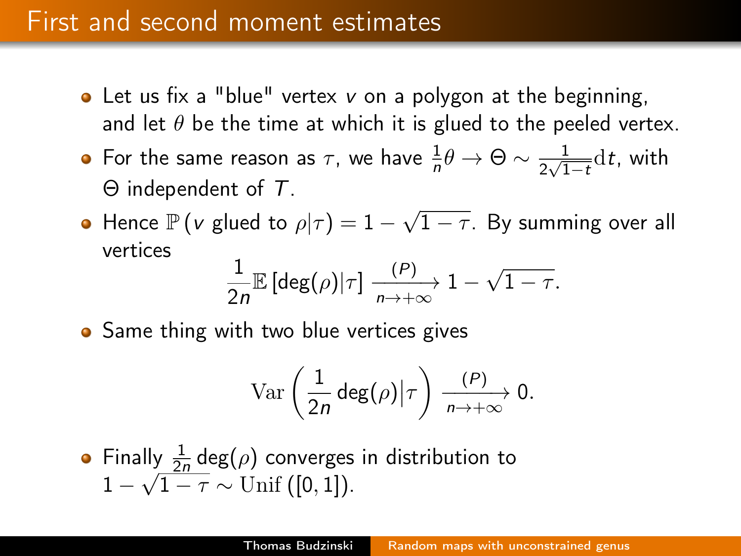# First and second moment estimates

- Let us fix a "blue" vertex $v$ on a polygon at the beginning, and let $\theta$ be the time at which it is glued to the peeled vertex.
- For the same reason as $\tau$, we have $\frac{1}{n}\theta \to \Theta \sim \frac{1}{2\sqrt{1-t}}\mathrm{d}t$, with $\Theta$ independent of $T$.
- Hence $\mathbb{P}\left(v \text{ glued to } \rho | \tau\right) = 1 - \sqrt{1-\tau}$. By summing over all vertices

$$\frac{1}{2n}\mathbb{E}\left[\deg(\rho)|\tau\right] \xrightarrow[n\to+\infty]{(P)} 1 - \sqrt{1-\tau}.$$

- Same thing with two blue vertices gives

$$\mathrm{Var}\left(\frac{1}{2n}\deg(\rho)\middle|\tau\right) \xrightarrow[n\to+\infty]{(P)} 0.$$

- Finally $\frac{1}{2n}\deg(\rho)$ converges in distribution to $1-\sqrt{1-\tau} \sim \mathrm{Unif}\left([0,1]\right)$.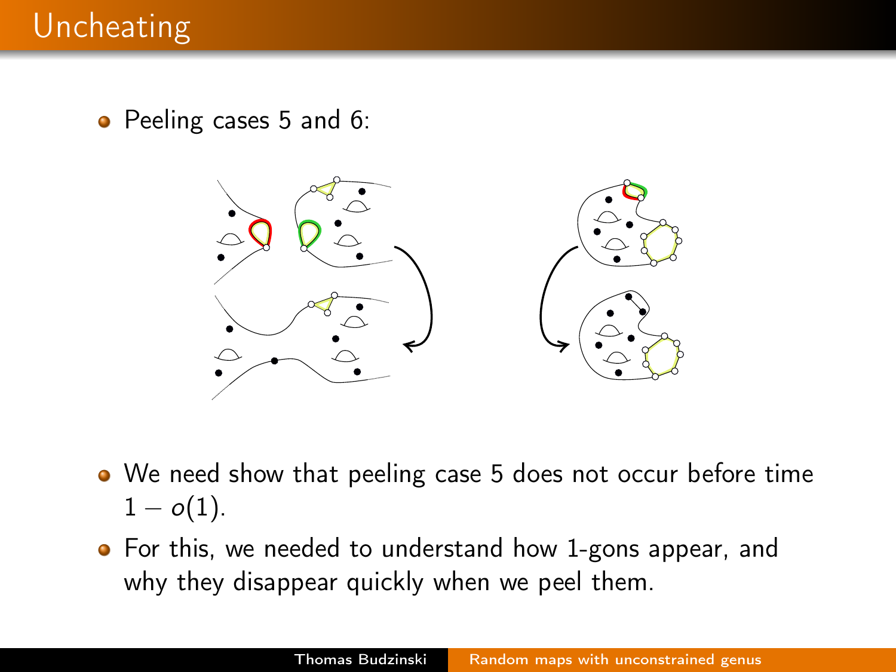# Uncheating

- Peeling cases 5 and 6:

- We need show that peeling case 5 does not occur before time $1 - o(1)$.
- For this, we needed to understand how 1-gons appear, and why they disappear quickly when we peel them.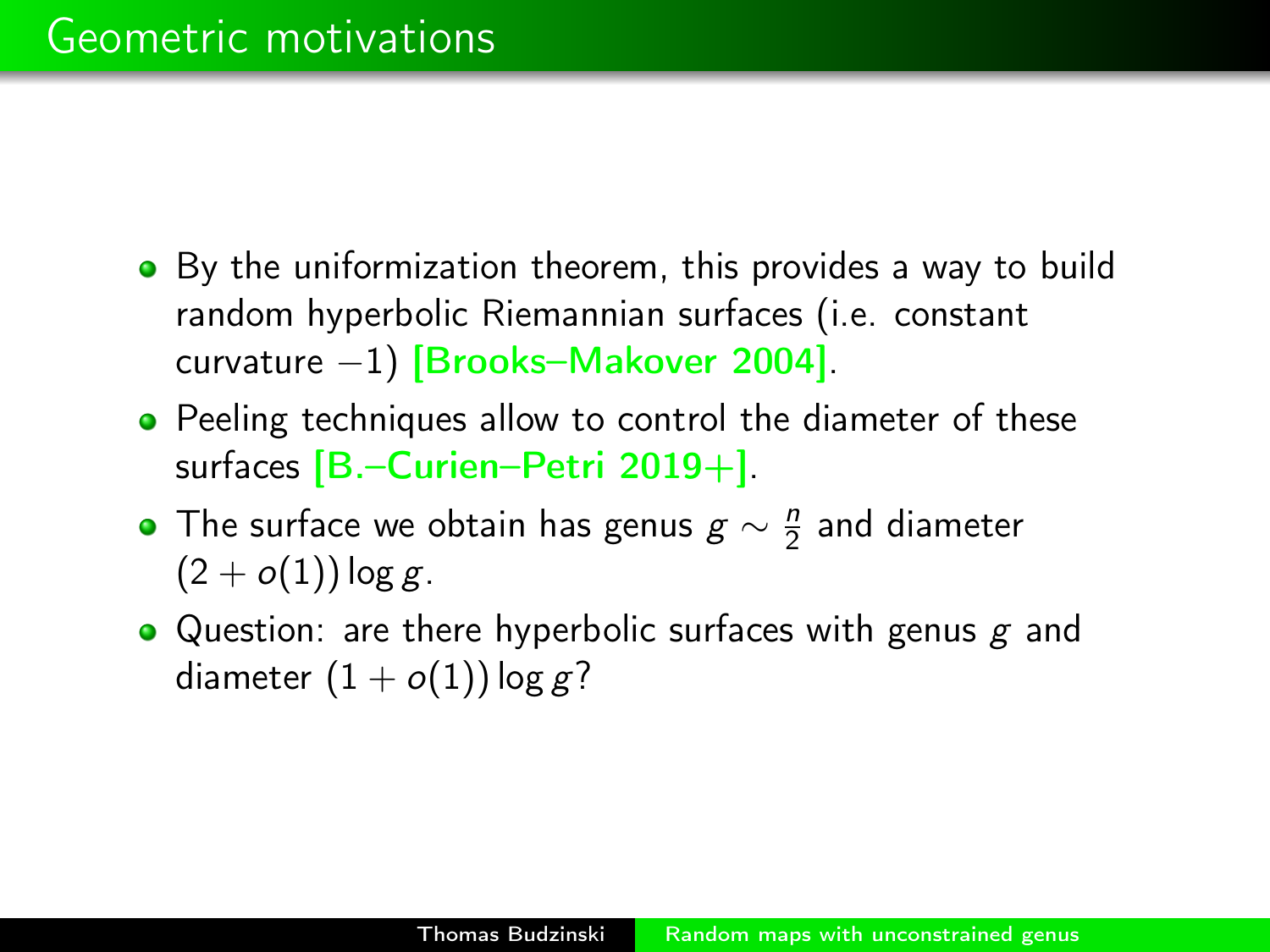# Geometric motivations

- By the uniformization theorem, this provides a way to build random hyperbolic Riemannian surfaces (i.e. constant curvature $-1$) [Brooks–Makover 2004].
- Peeling techniques allow to control the diameter of these surfaces [B.–Curien–Petri 2019+].
- The surface we obtain has genus $g \sim \frac{n}{2}$ and diameter $(2 + o(1)) \log g$.
- Question: are there hyperbolic surfaces with genus $g$ and diameter $(1 + o(1)) \log g$?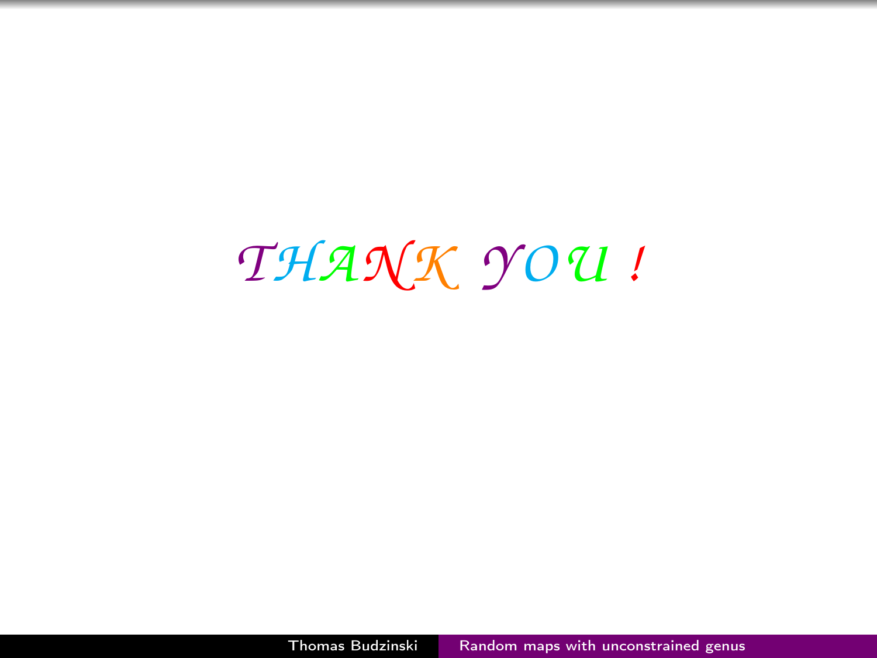*THANK YOU !*